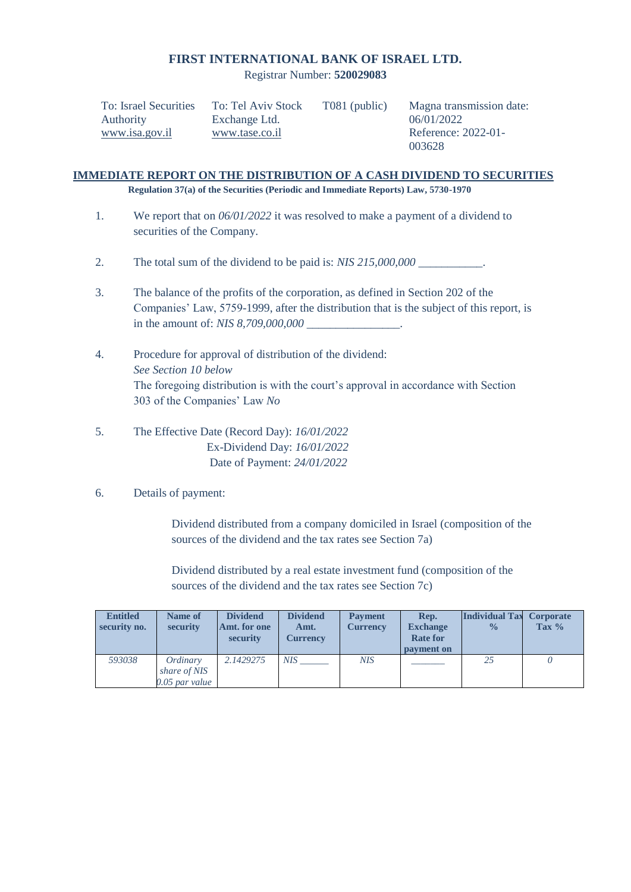# FIRST INTERNATIONAL BANK OF ISRAEL LTD.

Registrar Number: **520029083**

| To: Israel Securities Authority www.isa.gov.il | To: Tel Aviv Stock Exchange Ltd. www.tase.co.il | T081 (public) | Magna transmission date: 06/01/2022 Reference: 2022-01-003628 |
|---|---|---|---|

## IMMEDIATE REPORT ON THE DISTRIBUTION OF A CASH DIVIDEND TO SECURITIES

**Regulation 37(a) of the Securities (Periodic and Immediate Reports) Law, 5730-1970**

1. We report that on *06/01/2022* it was resolved to make a payment of a dividend to securities of the Company.

2. The total sum of the dividend to be paid is: *NIS 215,000,000* ___________.

3. The balance of the profits of the corporation, as defined in Section 202 of the Companies' Law, 5759-1999, after the distribution that is the subject of this report, is in the amount of: *NIS 8,709,000,000* ________________.

4. Procedure for approval of distribution of the dividend:
   *See Section 10 below*
   The foregoing distribution is with the court's approval in accordance with Section 303 of the Companies' Law *No*

5. The Effective Date (Record Day): *16/01/2022*
   Ex-Dividend Day: *16/01/2022*
   Date of Payment: *24/01/2022*

6. Details of payment:

   Dividend distributed from a company domiciled in Israel (composition of the sources of the dividend and the tax rates see Section 7a)

   Dividend distributed by a real estate investment fund (composition of the sources of the dividend and the tax rates see Section 7c)

| Entitled security no. | Name of security | Dividend Amt. for one security | Dividend Amt. Currency | Payment Currency | Rep. Exchange Rate for payment on | Individual Tax % | Corporate Tax % |
|---|---|---|---|---|---|---|---|
| *593038* | *Ordinary share of NIS 0.05 par value* | *2.1429275* | *NIS* ______ | *NIS* | _______ | *25* | *0* |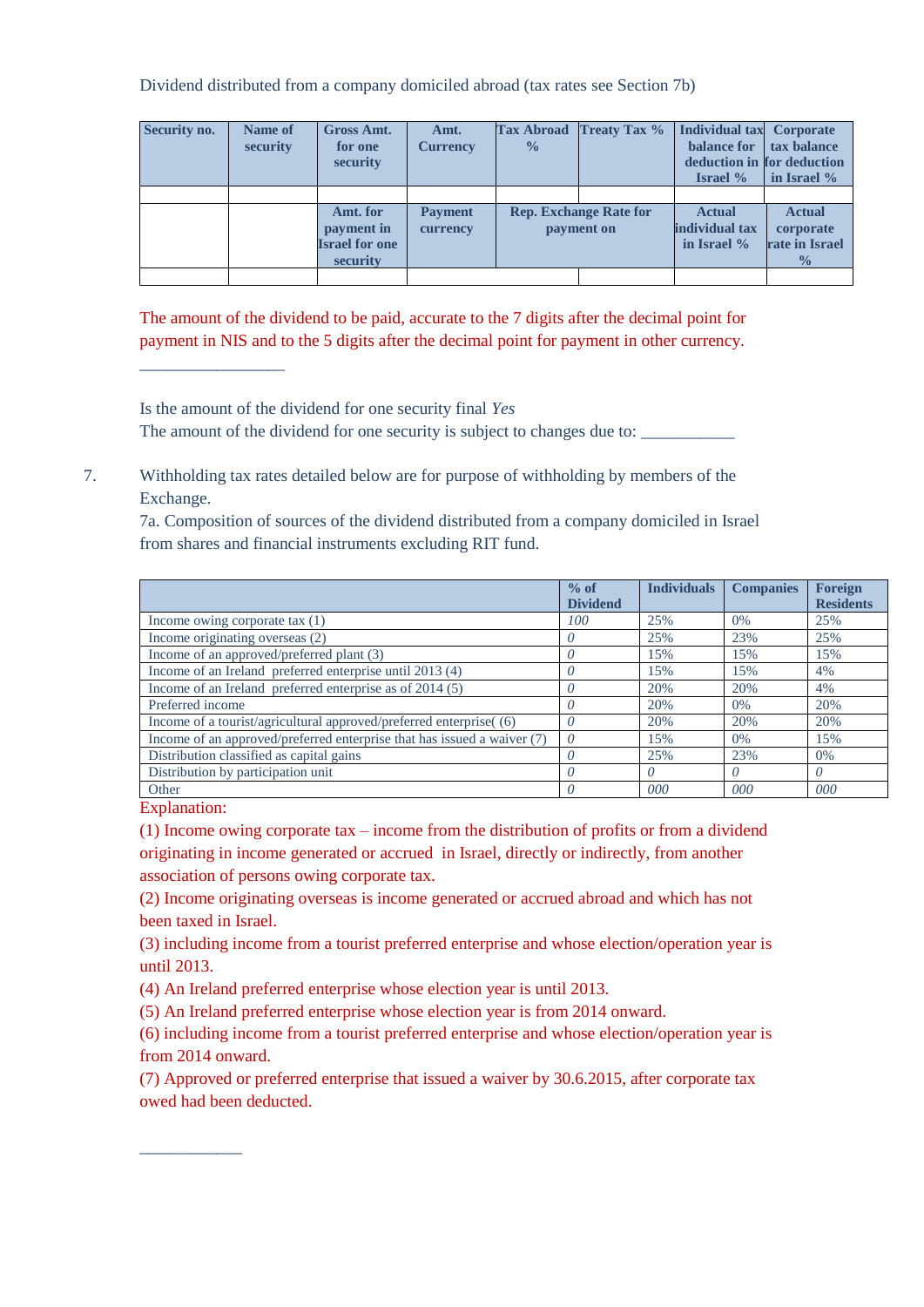Dividend distributed from a company domiciled abroad (tax rates see Section 7b)

| Security no. | Name of security | Gross Amt. for one security | Amt. Currency | Tax Abroad % | Treaty Tax % | Individual tax balance for deduction in Israel % | Corporate tax balance for deduction in Israel % |
|---|---|---|---|---|---|---|---|
| | | | | | | | |
| | | Amt. for payment in Israel for one security | Payment currency | Rep. Exchange Rate for payment on | | Actual individual tax in Israel % | Actual corporate rate in Israel % |
| | | | | | | | |

The amount of the dividend to be paid, accurate to the 7 digits after the decimal point for payment in NIS and to the 5 digits after the decimal point for payment in other currency.

________________

Is the amount of the dividend for one security final *Yes*

The amount of the dividend for one security is subject to changes due to: ___________

7. Withholding tax rates detailed below are for purpose of withholding by members of the Exchange.

7a. Composition of sources of the dividend distributed from a company domiciled in Israel from shares and financial instruments excluding RIT fund.

| | % of Dividend | Individuals | Companies | Foreign Residents |
|---|---|---|---|---|
| Income owing corporate tax (1) | *100* | 25% | 0% | 25% |
| Income originating overseas (2) | *0* | 25% | 23% | 25% |
| Income of an approved/preferred plant (3) | *0* | 15% | 15% | 15% |
| Income of an Ireland preferred enterprise until 2013 (4) | *0* | 15% | 15% | 4% |
| Income of an Ireland preferred enterprise as of 2014 (5) | *0* | 20% | 20% | 4% |
| Preferred income | *0* | 20% | 0% | 20% |
| Income of a tourist/agricultural approved/preferred enterprise( (6) | *0* | 20% | 20% | 20% |
| Income of an approved/preferred enterprise that has issued a waiver (7) | *0* | 15% | 0% | 15% |
| Distribution classified as capital gains | *0* | 25% | 23% | 0% |
| Distribution by participation unit | *0* | *0* | *0* | *0* |
| Other | *0* | *000* | *000* | *000* |

Explanation:

(1) Income owing corporate tax – income from the distribution of profits or from a dividend originating in income generated or accrued in Israel, directly or indirectly, from another association of persons owing corporate tax.

(2) Income originating overseas is income generated or accrued abroad and which has not been taxed in Israel.

(3) including income from a tourist preferred enterprise and whose election/operation year is until 2013.

(4) An Ireland preferred enterprise whose election year is until 2013.

(5) An Ireland preferred enterprise whose election year is from 2014 onward.

(6) including income from a tourist preferred enterprise and whose election/operation year is from 2014 onward.

(7) Approved or preferred enterprise that issued a waiver by 30.6.2015, after corporate tax owed had been deducted.

____________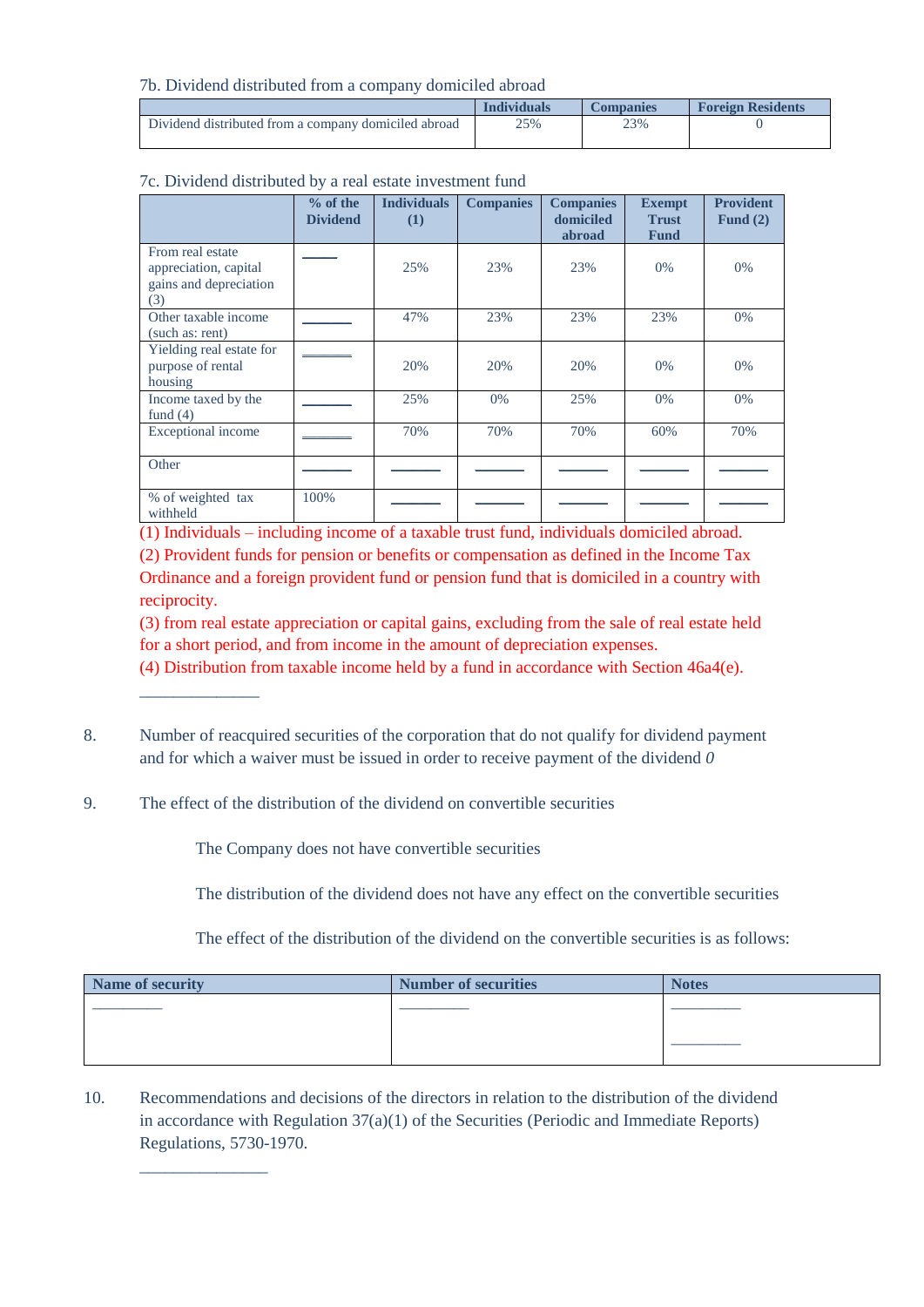7b. Dividend distributed from a company domiciled abroad

| | Individuals | Companies | Foreign Residents |
|---|---|---|---|
| Dividend distributed from a company domiciled abroad | 25% | 23% | 0 |

7c. Dividend distributed by a real estate investment fund

| | % of the Dividend | Individuals (1) | Companies | Companies domiciled abroad | Exempt Trust Fund | Provident Fund (2) |
|---|---|---|---|---|---|---|
| From real estate appreciation, capital gains and depreciation (3) | ____ | 25% | 23% | 23% | 0% | 0% |
| Other taxable income (such as: rent) | ______ | 47% | 23% | 23% | 23% | 0% |
| Yielding real estate for purpose of rental housing | ______ | 20% | 20% | 20% | 0% | 0% |
| Income taxed by the fund (4) | ______ | 25% | 0% | 25% | 0% | 0% |
| Exceptional income | ______ | 70% | 70% | 70% | 60% | 70% |
| Other | ______ | ______ | ______ | ______ | ______ | ______ |
| % of weighted tax withheld | 100% | ______ | ______ | ______ | ______ | ______ |

(1) Individuals – including income of a taxable trust fund, individuals domiciled abroad.
(2) Provident funds for pension or benefits or compensation as defined in the Income Tax Ordinance and a foreign provident fund or pension fund that is domiciled in a country with reciprocity.
(3) from real estate appreciation or capital gains, excluding from the sale of real estate held for a short period, and from income in the amount of depreciation expenses.
(4) Distribution from taxable income held by a fund in accordance with Section 46a4(e).

______________

8. Number of reacquired securities of the corporation that do not qualify for dividend payment and for which a waiver must be issued in order to receive payment of the dividend *0*

9. The effect of the distribution of the dividend on convertible securities

   The Company does not have convertible securities

   The distribution of the dividend does not have any effect on the convertible securities

   The effect of the distribution of the dividend on the convertible securities is as follows:

| Name of security | Number of securities | Notes |
|---|---|---|
| _________ | _________ | _________ <br> _________ |

10. Recommendations and decisions of the directors in relation to the distribution of the dividend in accordance with Regulation 37(a)(1) of the Securities (Periodic and Immediate Reports) Regulations, 5730-1970.

_______________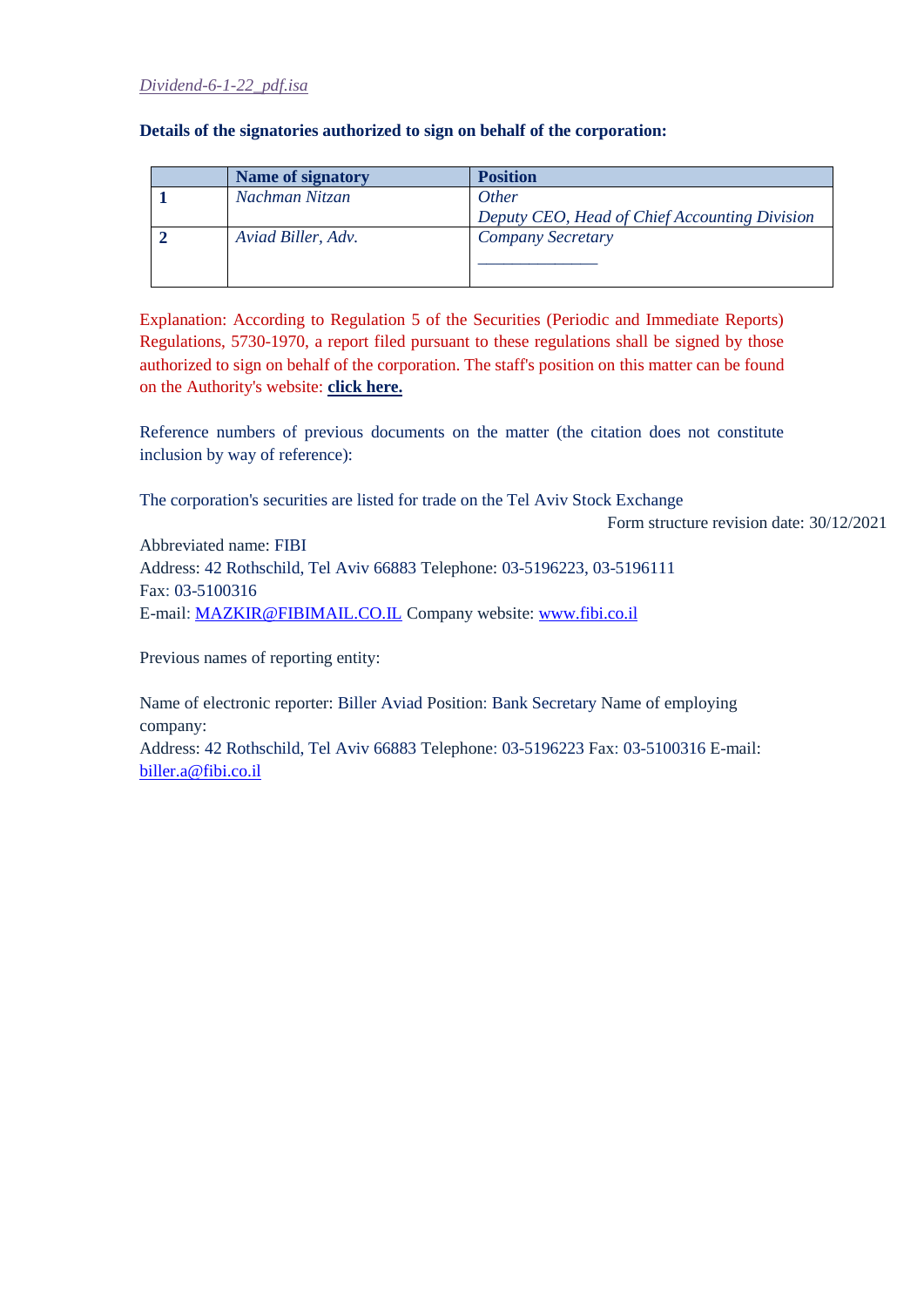*Dividend-6-1-22_pdf.isa*

**Details of the signatories authorized to sign on behalf of the corporation:**

| | Name of signatory | Position |
|---|---|---|
| **1** | *Nachman Nitzan* | *Other*<br>*Deputy CEO, Head of Chief Accounting Division* |
| **2** | *Aviad Biller, Adv.* | *Company Secretary*<br>_____________ |

Explanation: According to Regulation 5 of the Securities (Periodic and Immediate Reports) Regulations, 5730-1970, a report filed pursuant to these regulations shall be signed by those authorized to sign on behalf of the corporation. The staff's position on this matter can be found on the Authority's website: **click here.**

Reference numbers of previous documents on the matter (the citation does not constitute inclusion by way of reference):

The corporation's securities are listed for trade on the Tel Aviv Stock Exchange

Form structure revision date: 30/12/2021

Abbreviated name: FIBI

Address: 42 Rothschild, Tel Aviv 66883 Telephone: 03-5196223, 03-5196111

Fax: 03-5100316

E-mail: MAZKIR@FIBIMAIL.CO.IL Company website: www.fibi.co.il

Previous names of reporting entity:

Name of electronic reporter: Biller Aviad Position: Bank Secretary Name of employing company:

Address: 42 Rothschild, Tel Aviv 66883 Telephone: 03-5196223 Fax: 03-5100316 E-mail: biller.a@fibi.co.il